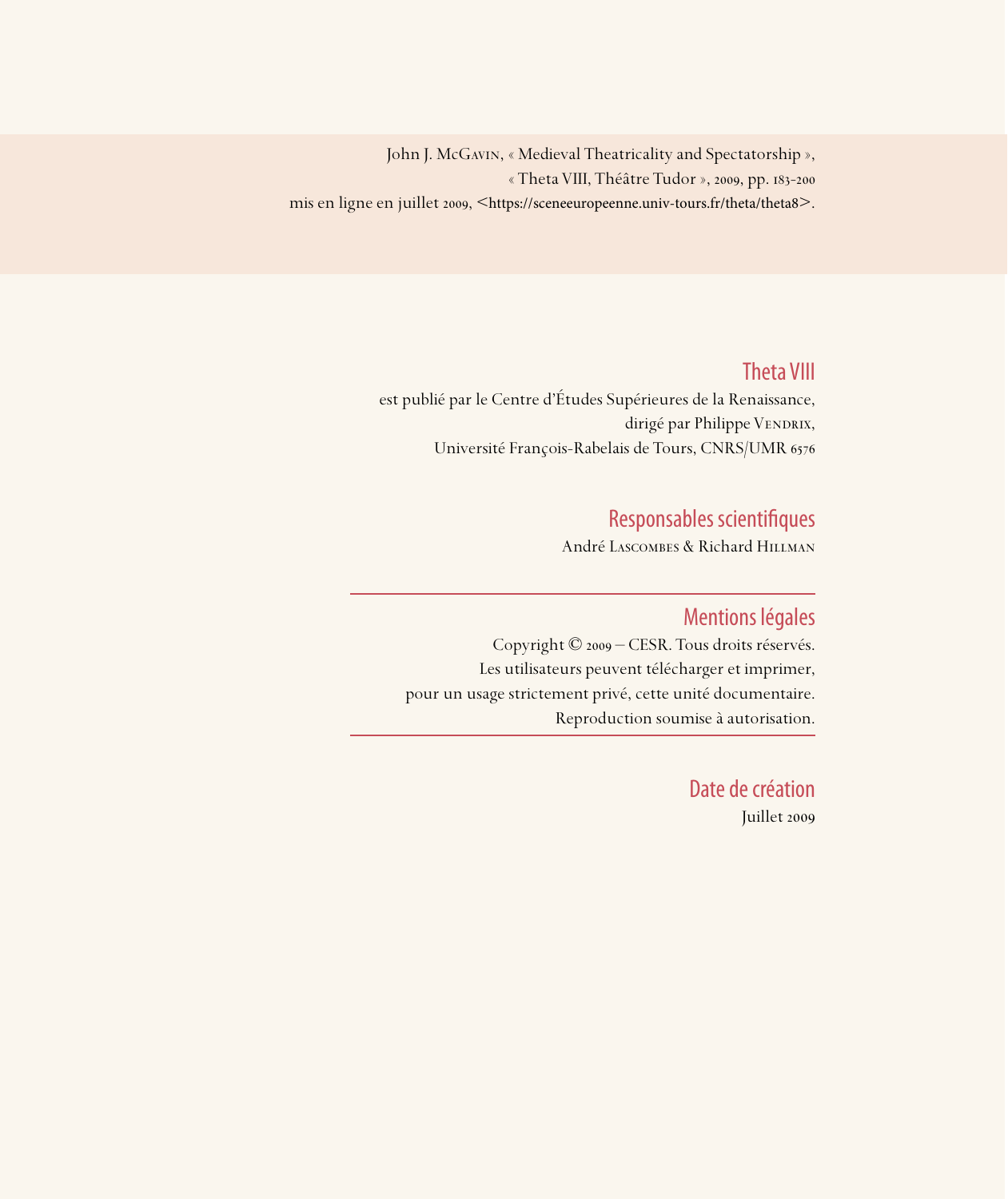John J. McGavin, « Medieval Theatricality and Spectatorship »,
« Theta VIII, Théâtre Tudor », 2009, pp. 183-200
mis en ligne en juillet 2009, <https://sceneeuropeenne.univ-tours.fr/theta/theta8>.

## Theta VIII

est publié par le Centre d'Études Supérieures de la Renaissance,
dirigé par Philippe Vendrix,
Université François-Rabelais de Tours, CNRS/UMR 6576

## Responsables scientifiques

André Lascombes & Richard Hillman

## Mentions légales

Copyright © 2009 – CESR. Tous droits réservés.
Les utilisateurs peuvent télécharger et imprimer,
pour un usage strictement privé, cette unité documentaire.
Reproduction soumise à autorisation.

## Date de création

Juillet 2009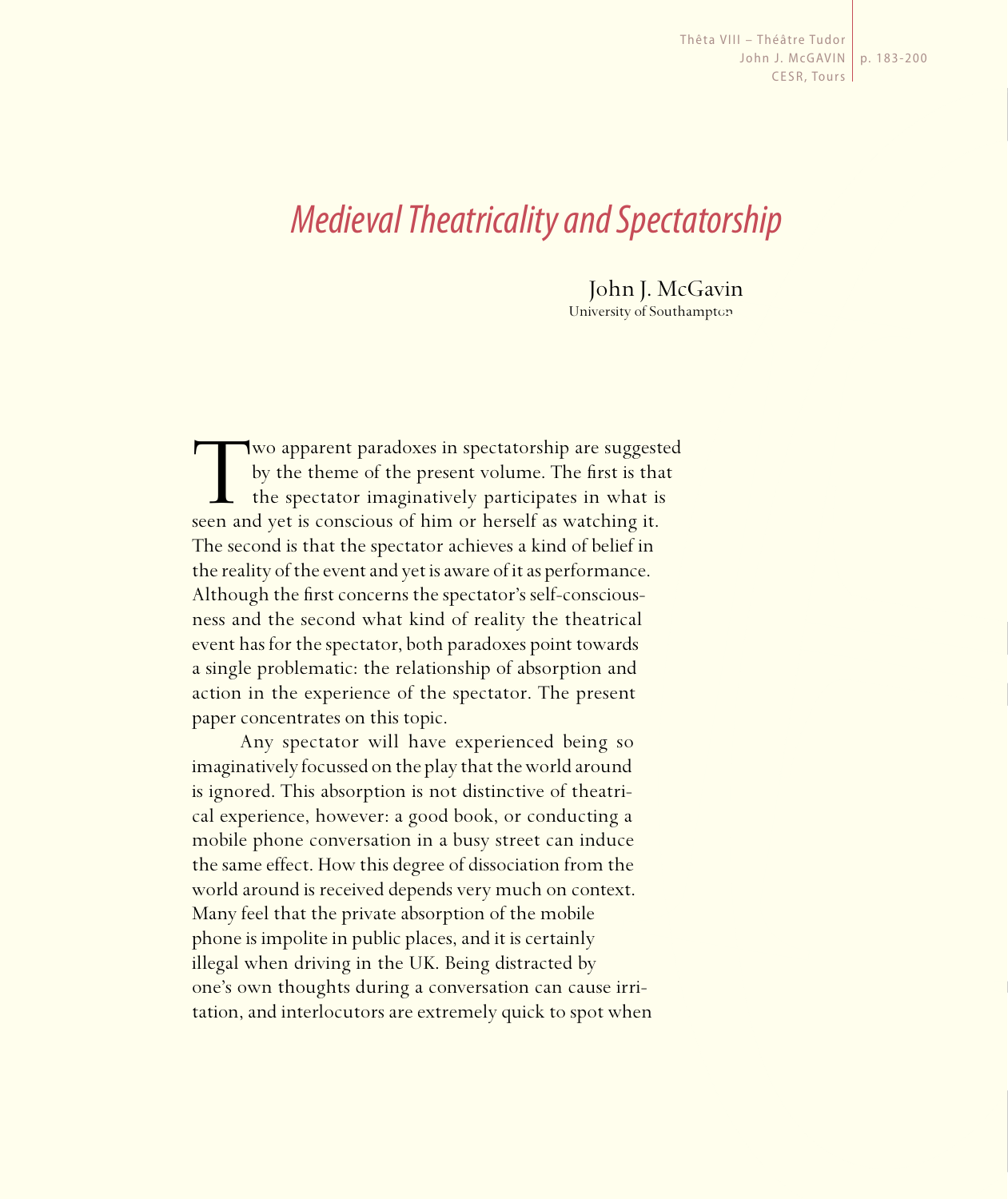# *Medieval Theatricality and Spectatorship*

John J. McGavin
University of Southampton

Two apparent paradoxes in spectatorship are suggested by the theme of the present volume. The first is that the spectator imaginatively participates in what is seen and yet is conscious of him or herself as watching it. The second is that the spectator achieves a kind of belief in the reality of the event and yet is aware of it as performance. Although the first concerns the spectator's self-consciousness and the second what kind of reality the theatrical event has for the spectator, both paradoxes point towards a single problematic: the relationship of absorption and action in the experience of the spectator. The present paper concentrates on this topic.

Any spectator will have experienced being so imaginatively focussed on the play that the world around is ignored. This absorption is not distinctive of theatrical experience, however: a good book, or conducting a mobile phone conversation in a busy street can induce the same effect. How this degree of dissociation from the world around is received depends very much on context. Many feel that the private absorption of the mobile phone is impolite in public places, and it is certainly illegal when driving in the UK. Being distracted by one's own thoughts during a conversation can cause irritation, and interlocutors are extremely quick to spot when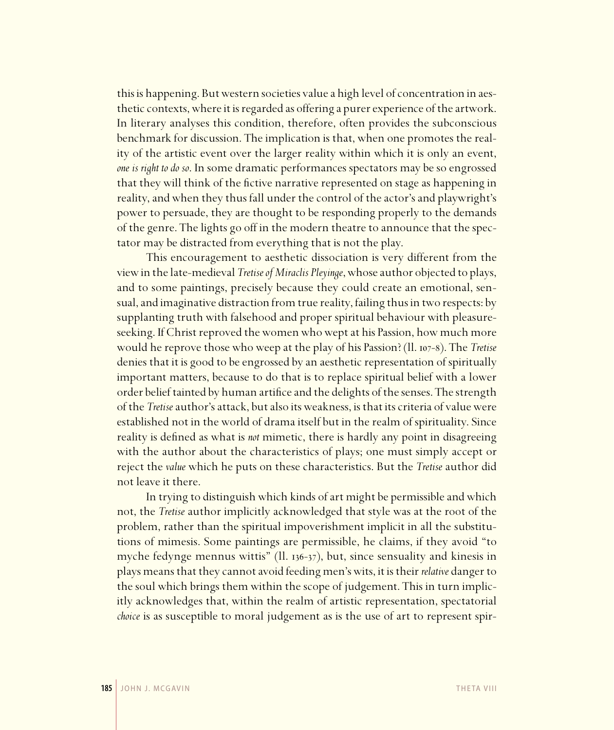this is happening. But western societies value a high level of concentration in aesthetic contexts, where it is regarded as offering a purer experience of the artwork. In literary analyses this condition, therefore, often provides the subconscious benchmark for discussion. The implication is that, when one promotes the reality of the artistic event over the larger reality within which it is only an event, *one is right to do so*. In some dramatic performances spectators may be so engrossed that they will think of the fictive narrative represented on stage as happening in reality, and when they thus fall under the control of the actor's and playwright's power to persuade, they are thought to be responding properly to the demands of the genre. The lights go off in the modern theatre to announce that the spectator may be distracted from everything that is not the play.

This encouragement to aesthetic dissociation is very different from the view in the late-medieval *Tretise of Miraclis Pleyinge*, whose author objected to plays, and to some paintings, precisely because they could create an emotional, sensual, and imaginative distraction from true reality, failing thus in two respects: by supplanting truth with falsehood and proper spiritual behaviour with pleasure-seeking. If Christ reproved the women who wept at his Passion, how much more would he reprove those who weep at the play of his Passion? (ll. 107-8). The *Tretise* denies that it is good to be engrossed by an aesthetic representation of spiritually important matters, because to do that is to replace spiritual belief with a lower order belief tainted by human artifice and the delights of the senses. The strength of the *Tretise* author's attack, but also its weakness, is that its criteria of value were established not in the world of drama itself but in the realm of spirituality. Since reality is defined as what is *not* mimetic, there is hardly any point in disagreeing with the author about the characteristics of plays; one must simply accept or reject the *value* which he puts on these characteristics. But the *Tretise* author did not leave it there.

In trying to distinguish which kinds of art might be permissible and which not, the *Tretise* author implicitly acknowledged that style was at the root of the problem, rather than the spiritual impoverishment implicit in all the substitutions of mimesis. Some paintings are permissible, he claims, if they avoid "to myche fedynge mennus wittis" (ll. 136-37), but, since sensuality and kinesis in plays means that they cannot avoid feeding men's wits, it is their *relative* danger to the soul which brings them within the scope of judgement. This in turn implicitly acknowledges that, within the realm of artistic representation, spectatorial *choice* is as susceptible to moral judgement as is the use of art to represent spir-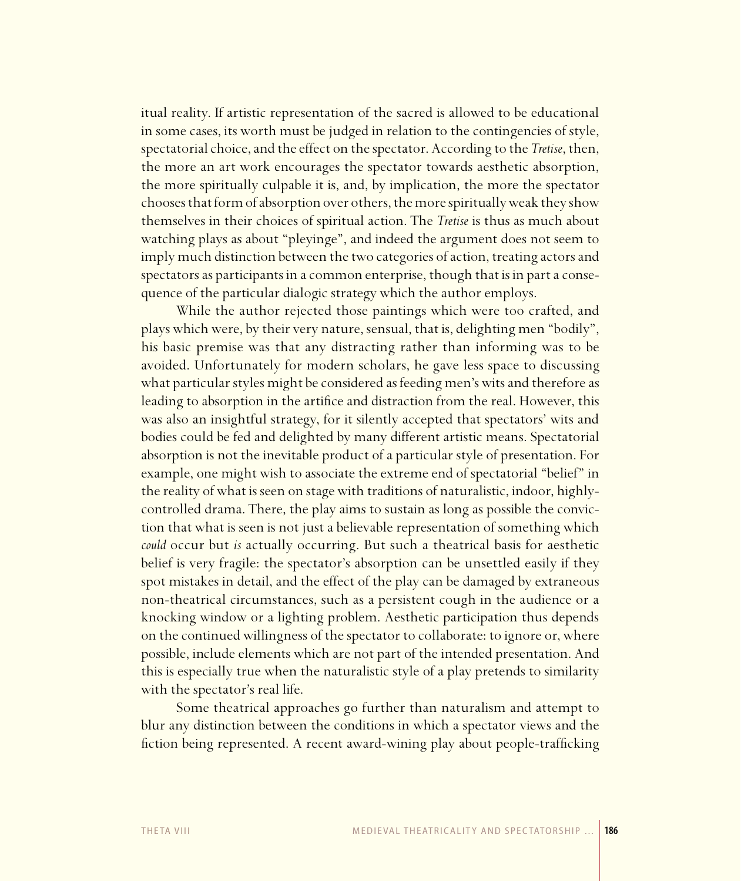itual reality. If artistic representation of the sacred is allowed to be educational in some cases, its worth must be judged in relation to the contingencies of style, spectatorial choice, and the effect on the spectator. According to the *Tretise*, then, the more an art work encourages the spectator towards aesthetic absorption, the more spiritually culpable it is, and, by implication, the more the spectator chooses that form of absorption over others, the more spiritually weak they show themselves in their choices of spiritual action. The *Tretise* is thus as much about watching plays as about "pleyinge", and indeed the argument does not seem to imply much distinction between the two categories of action, treating actors and spectators as participants in a common enterprise, though that is in part a consequence of the particular dialogic strategy which the author employs.

While the author rejected those paintings which were too crafted, and plays which were, by their very nature, sensual, that is, delighting men "bodily", his basic premise was that any distracting rather than informing was to be avoided. Unfortunately for modern scholars, he gave less space to discussing what particular styles might be considered as feeding men's wits and therefore as leading to absorption in the artifice and distraction from the real. However, this was also an insightful strategy, for it silently accepted that spectators' wits and bodies could be fed and delighted by many different artistic means. Spectatorial absorption is not the inevitable product of a particular style of presentation. For example, one might wish to associate the extreme end of spectatorial "belief" in the reality of what is seen on stage with traditions of naturalistic, indoor, highly-controlled drama. There, the play aims to sustain as long as possible the conviction that what is seen is not just a believable representation of something which *could* occur but *is* actually occurring. But such a theatrical basis for aesthetic belief is very fragile: the spectator's absorption can be unsettled easily if they spot mistakes in detail, and the effect of the play can be damaged by extraneous non-theatrical circumstances, such as a persistent cough in the audience or a knocking window or a lighting problem. Aesthetic participation thus depends on the continued willingness of the spectator to collaborate: to ignore or, where possible, include elements which are not part of the intended presentation. And this is especially true when the naturalistic style of a play pretends to similarity with the spectator's real life.

Some theatrical approaches go further than naturalism and attempt to blur any distinction between the conditions in which a spectator views and the fiction being represented. A recent award-wining play about people-trafficking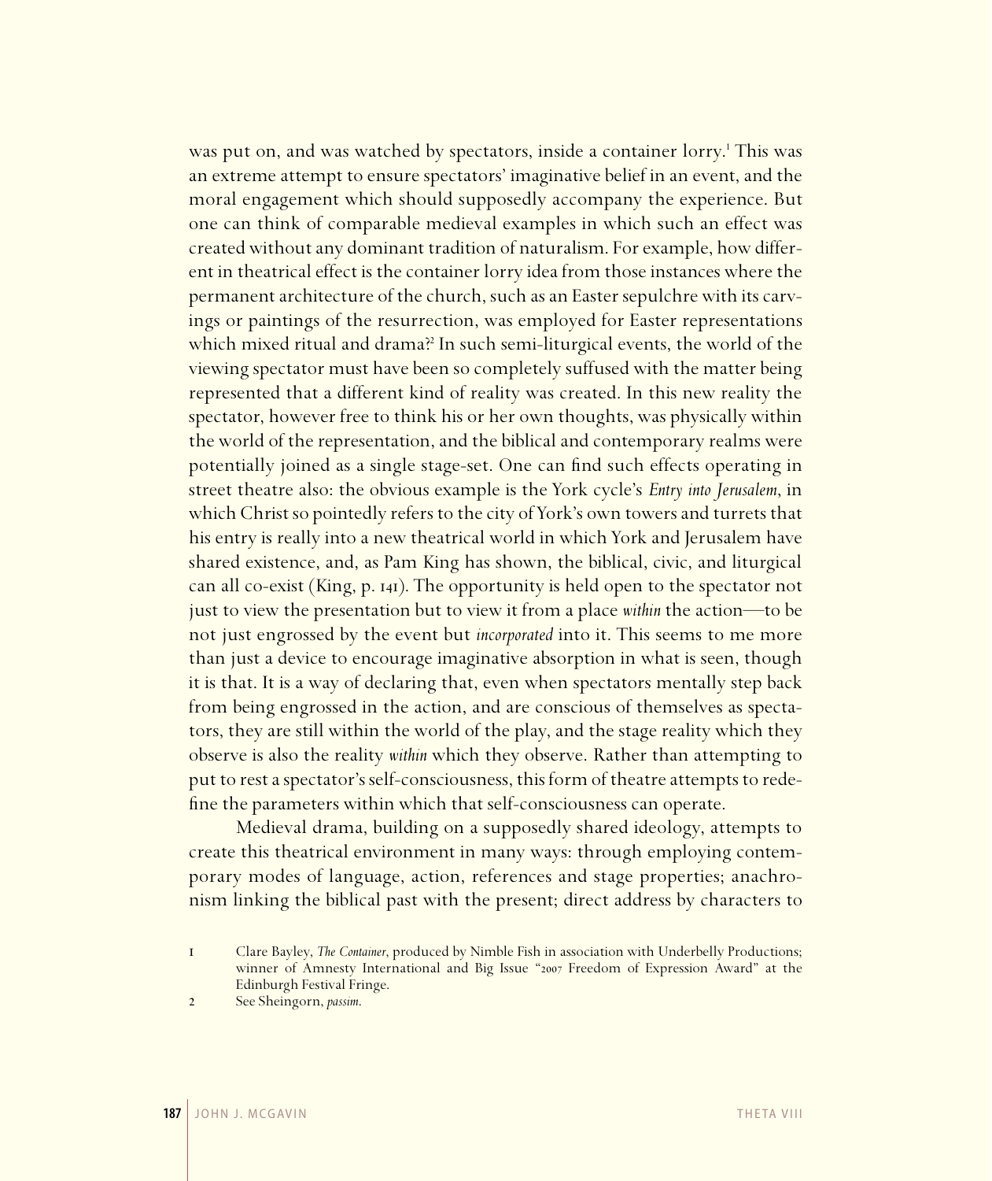was put on, and was watched by spectators, inside a container lorry.[1] This was an extreme attempt to ensure spectators' imaginative belief in an event, and the moral engagement which should supposedly accompany the experience. But one can think of comparable medieval examples in which such an effect was created without any dominant tradition of naturalism. For example, how different in theatrical effect is the container lorry idea from those instances where the permanent architecture of the church, such as an Easter sepulchre with its carvings or paintings of the resurrection, was employed for Easter representations which mixed ritual and drama?[2] In such semi-liturgical events, the world of the viewing spectator must have been so completely suffused with the matter being represented that a different kind of reality was created. In this new reality the spectator, however free to think his or her own thoughts, was physically within the world of the representation, and the biblical and contemporary realms were potentially joined as a single stage-set. One can find such effects operating in street theatre also: the obvious example is the York cycle's *Entry into Jerusalem*, in which Christ so pointedly refers to the city of York's own towers and turrets that his entry is really into a new theatrical world in which York and Jerusalem have shared existence, and, as Pam King has shown, the biblical, civic, and liturgical can all co-exist (King, p. 141). The opportunity is held open to the spectator not just to view the presentation but to view it from a place *within* the action—to be not just engrossed by the event but *incorporated* into it. This seems to me more than just a device to encourage imaginative absorption in what is seen, though it is that. It is a way of declaring that, even when spectators mentally step back from being engrossed in the action, and are conscious of themselves as spectators, they are still within the world of the play, and the stage reality which they observe is also the reality *within* which they observe. Rather than attempting to put to rest a spectator's self-consciousness, this form of theatre attempts to redefine the parameters within which that self-consciousness can operate.

Medieval drama, building on a supposedly shared ideology, attempts to create this theatrical environment in many ways: through employing contemporary modes of language, action, references and stage properties; anachronism linking the biblical past with the present; direct address by characters to

1 Clare Bayley, *The Container*, produced by Nimble Fish in association with Underbelly Productions; winner of Amnesty International and Big Issue "2007 Freedom of Expression Award" at the Edinburgh Festival Fringe.

2 See Sheingorn, *passim*.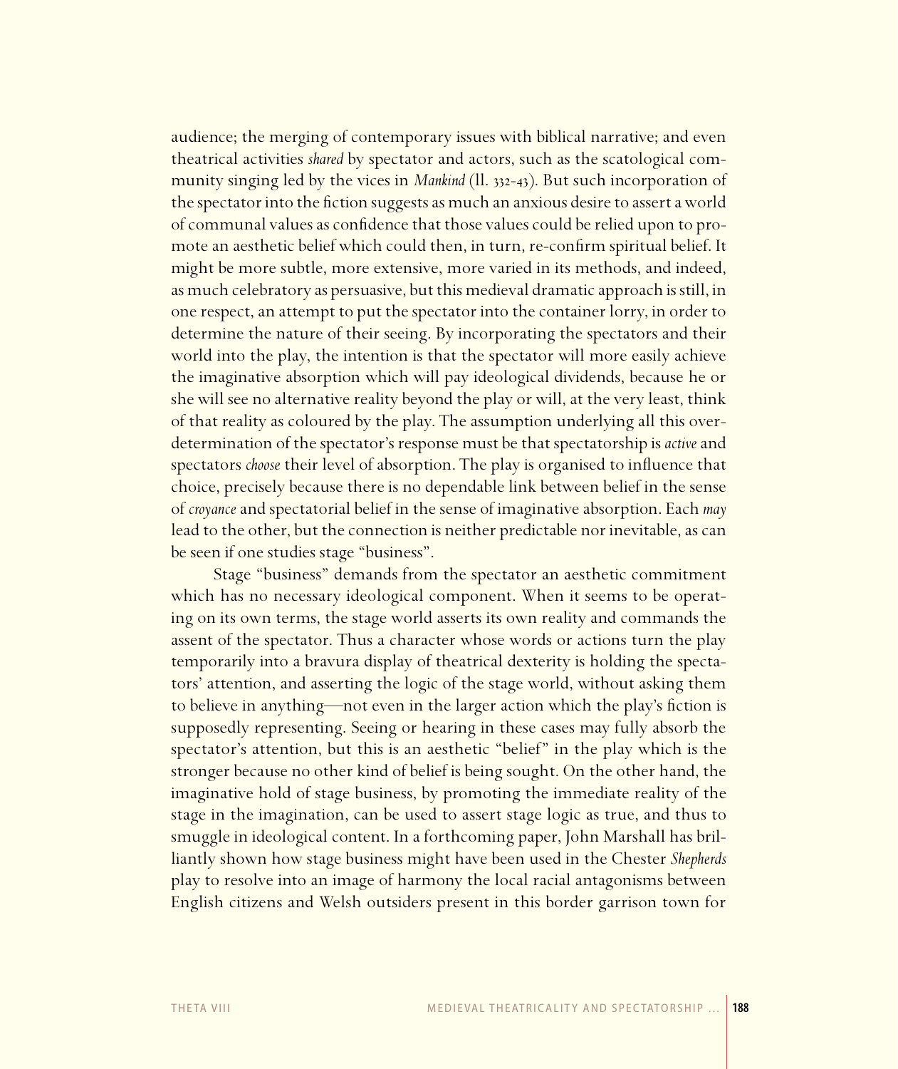audience; the merging of contemporary issues with biblical narrative; and even theatrical activities *shared* by spectator and actors, such as the scatological community singing led by the vices in *Mankind* (ll. 332-43). But such incorporation of the spectator into the fiction suggests as much an anxious desire to assert a world of communal values as confidence that those values could be relied upon to promote an aesthetic belief which could then, in turn, re-confirm spiritual belief. It might be more subtle, more extensive, more varied in its methods, and indeed, as much celebratory as persuasive, but this medieval dramatic approach is still, in one respect, an attempt to put the spectator into the container lorry, in order to determine the nature of their seeing. By incorporating the spectators and their world into the play, the intention is that the spectator will more easily achieve the imaginative absorption which will pay ideological dividends, because he or she will see no alternative reality beyond the play or will, at the very least, think of that reality as coloured by the play. The assumption underlying all this overdetermination of the spectator's response must be that spectatorship is *active* and spectators *choose* their level of absorption. The play is organised to influence that choice, precisely because there is no dependable link between belief in the sense of *croyance* and spectatorial belief in the sense of imaginative absorption. Each *may* lead to the other, but the connection is neither predictable nor inevitable, as can be seen if one studies stage "business".

Stage "business" demands from the spectator an aesthetic commitment which has no necessary ideological component. When it seems to be operating on its own terms, the stage world asserts its own reality and commands the assent of the spectator. Thus a character whose words or actions turn the play temporarily into a bravura display of theatrical dexterity is holding the spectators' attention, and asserting the logic of the stage world, without asking them to believe in anything—not even in the larger action which the play's fiction is supposedly representing. Seeing or hearing in these cases may fully absorb the spectator's attention, but this is an aesthetic "belief" in the play which is the stronger because no other kind of belief is being sought. On the other hand, the imaginative hold of stage business, by promoting the immediate reality of the stage in the imagination, can be used to assert stage logic as true, and thus to smuggle in ideological content. In a forthcoming paper, John Marshall has brilliantly shown how stage business might have been used in the Chester *Shepherds* play to resolve into an image of harmony the local racial antagonisms between English citizens and Welsh outsiders present in this border garrison town for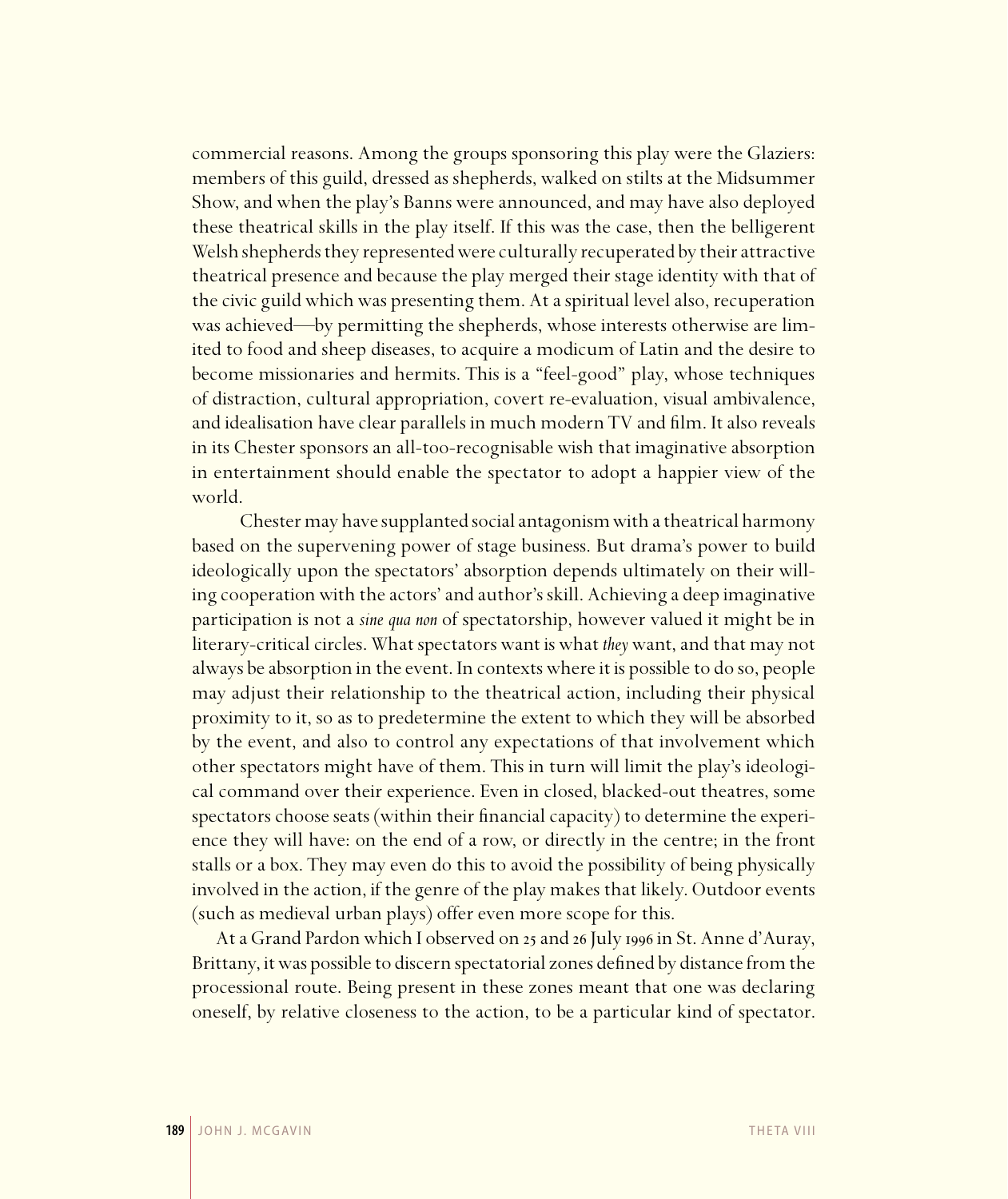commercial reasons. Among the groups sponsoring this play were the Glaziers: members of this guild, dressed as shepherds, walked on stilts at the Midsummer Show, and when the play's Banns were announced, and may have also deployed these theatrical skills in the play itself. If this was the case, then the belligerent Welsh shepherds they represented were culturally recuperated by their attractive theatrical presence and because the play merged their stage identity with that of the civic guild which was presenting them. At a spiritual level also, recuperation was achieved—by permitting the shepherds, whose interests otherwise are limited to food and sheep diseases, to acquire a modicum of Latin and the desire to become missionaries and hermits. This is a "feel-good" play, whose techniques of distraction, cultural appropriation, covert re-evaluation, visual ambivalence, and idealisation have clear parallels in much modern TV and film. It also reveals in its Chester sponsors an all-too-recognisable wish that imaginative absorption in entertainment should enable the spectator to adopt a happier view of the world.

Chester may have supplanted social antagonism with a theatrical harmony based on the supervening power of stage business. But drama's power to build ideologically upon the spectators' absorption depends ultimately on their willing cooperation with the actors' and author's skill. Achieving a deep imaginative participation is not a *sine qua non* of spectatorship, however valued it might be in literary-critical circles. What spectators want is what *they* want, and that may not always be absorption in the event. In contexts where it is possible to do so, people may adjust their relationship to the theatrical action, including their physical proximity to it, so as to predetermine the extent to which they will be absorbed by the event, and also to control any expectations of that involvement which other spectators might have of them. This in turn will limit the play's ideological command over their experience. Even in closed, blacked-out theatres, some spectators choose seats (within their financial capacity) to determine the experience they will have: on the end of a row, or directly in the centre; in the front stalls or a box. They may even do this to avoid the possibility of being physically involved in the action, if the genre of the play makes that likely. Outdoor events (such as medieval urban plays) offer even more scope for this.

At a Grand Pardon which I observed on 25 and 26 July 1996 in St. Anne d'Auray, Brittany, it was possible to discern spectatorial zones defined by distance from the processional route. Being present in these zones meant that one was declaring oneself, by relative closeness to the action, to be a particular kind of spectator.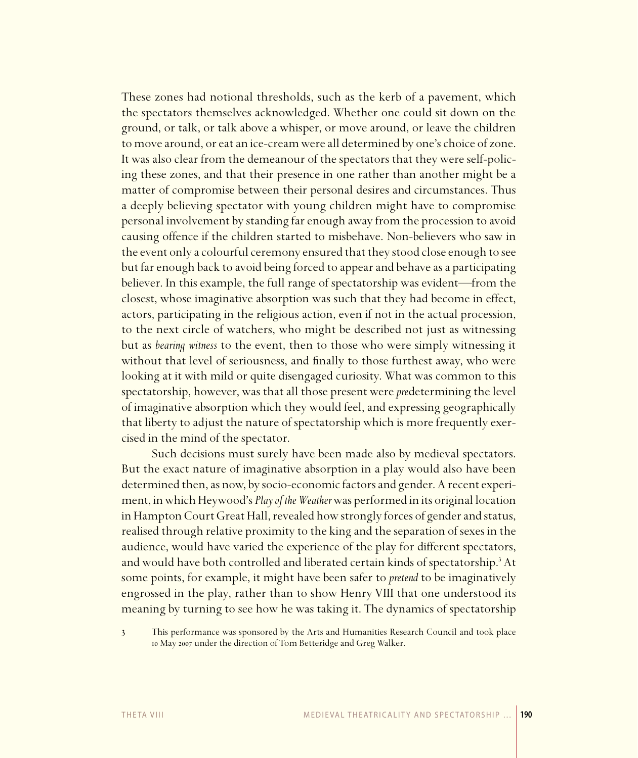These zones had notional thresholds, such as the kerb of a pavement, which the spectators themselves acknowledged. Whether one could sit down on the ground, or talk, or talk above a whisper, or move around, or leave the children to move around, or eat an ice-cream were all determined by one's choice of zone. It was also clear from the demeanour of the spectators that they were self-policing these zones, and that their presence in one rather than another might be a matter of compromise between their personal desires and circumstances. Thus a deeply believing spectator with young children might have to compromise personal involvement by standing far enough away from the procession to avoid causing offence if the children started to misbehave. Non-believers who saw in the event only a colourful ceremony ensured that they stood close enough to see but far enough back to avoid being forced to appear and behave as a participating believer. In this example, the full range of spectatorship was evident—from the closest, whose imaginative absorption was such that they had become in effect, actors, participating in the religious action, even if not in the actual procession, to the next circle of watchers, who might be described not just as witnessing but as *bearing witness* to the event, then to those who were simply witnessing it without that level of seriousness, and finally to those furthest away, who were looking at it with mild or quite disengaged curiosity. What was common to this spectatorship, however, was that all those present were *pre*determining the level of imaginative absorption which they would feel, and expressing geographically that liberty to adjust the nature of spectatorship which is more frequently exercised in the mind of the spectator.

Such decisions must surely have been made also by medieval spectators. But the exact nature of imaginative absorption in a play would also have been determined then, as now, by socio-economic factors and gender. A recent experiment, in which Heywood's *Play of the Weather* was performed in its original location in Hampton Court Great Hall, revealed how strongly forces of gender and status, realised through relative proximity to the king and the separation of sexes in the audience, would have varied the experience of the play for different spectators, and would have both controlled and liberated certain kinds of spectatorship.[3] At some points, for example, it might have been safer to *pretend* to be imaginatively engrossed in the play, rather than to show Henry VIII that one understood its meaning by turning to see how he was taking it. The dynamics of spectatorship

3 This performance was sponsored by the Arts and Humanities Research Council and took place 10 May 2007 under the direction of Tom Betteridge and Greg Walker.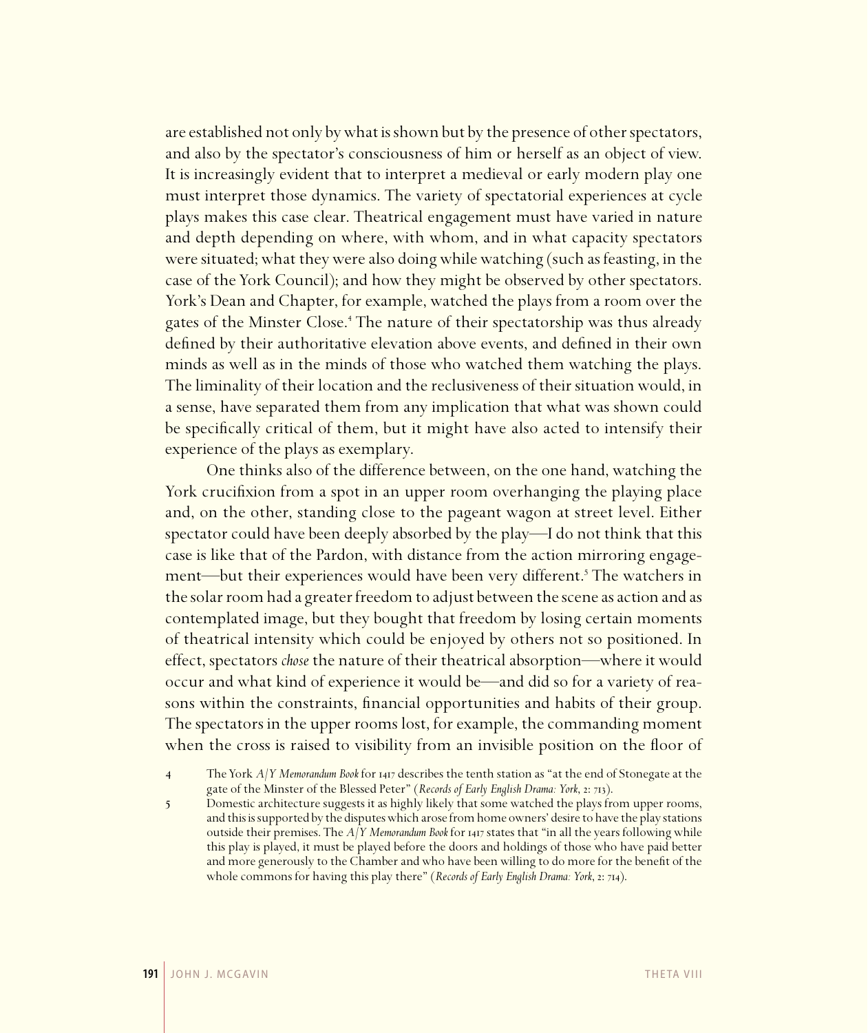are established not only by what is shown but by the presence of other spectators, and also by the spectator's consciousness of him or herself as an object of view. It is increasingly evident that to interpret a medieval or early modern play one must interpret those dynamics. The variety of spectatorial experiences at cycle plays makes this case clear. Theatrical engagement must have varied in nature and depth depending on where, with whom, and in what capacity spectators were situated; what they were also doing while watching (such as feasting, in the case of the York Council); and how they might be observed by other spectators. York's Dean and Chapter, for example, watched the plays from a room over the gates of the Minster Close.[4] The nature of their spectatorship was thus already defined by their authoritative elevation above events, and defined in their own minds as well as in the minds of those who watched them watching the plays. The liminality of their location and the reclusiveness of their situation would, in a sense, have separated them from any implication that what was shown could be specifically critical of them, but it might have also acted to intensify their experience of the plays as exemplary.

One thinks also of the difference between, on the one hand, watching the York crucifixion from a spot in an upper room overhanging the playing place and, on the other, standing close to the pageant wagon at street level. Either spectator could have been deeply absorbed by the play—I do not think that this case is like that of the Pardon, with distance from the action mirroring engagement—but their experiences would have been very different.[5] The watchers in the solar room had a greater freedom to adjust between the scene as action and as contemplated image, but they bought that freedom by losing certain moments of theatrical intensity which could be enjoyed by others not so positioned. In effect, spectators *chose* the nature of their theatrical absorption—where it would occur and what kind of experience it would be—and did so for a variety of reasons within the constraints, financial opportunities and habits of their group. The spectators in the upper rooms lost, for example, the commanding moment when the cross is raised to visibility from an invisible position on the floor of

4 The York *A/Y Memorandum Book* for 1417 describes the tenth station as "at the end of Stonegate at the gate of the Minster of the Blessed Peter" (*Records of Early English Drama: York*, 2: 713).

5 Domestic architecture suggests it as highly likely that some watched the plays from upper rooms, and this is supported by the disputes which arose from home owners' desire to have the play stations outside their premises. The *A/Y Memorandum Book* for 1417 states that "in all the years following while this play is played, it must be played before the doors and holdings of those who have paid better and more generously to the Chamber and who have been willing to do more for the benefit of the whole commons for having this play there" (*Records of Early English Drama: York*, 2: 714).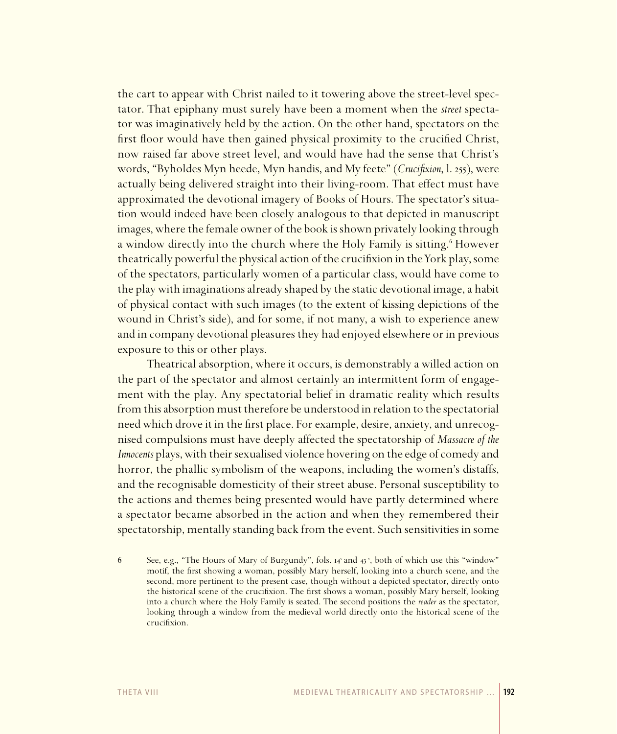the cart to appear with Christ nailed to it towering above the street-level spectator. That epiphany must surely have been a moment when the *street* spectator was imaginatively held by the action. On the other hand, spectators on the first floor would have then gained physical proximity to the crucified Christ, now raised far above street level, and would have had the sense that Christ's words, "Byholdes Myn heede, Myn handis, and My feete" (*Crucifixion*, l. 255), were actually being delivered straight into their living-room. That effect must have approximated the devotional imagery of Books of Hours. The spectator's situation would indeed have been closely analogous to that depicted in manuscript images, where the female owner of the book is shown privately looking through a window directly into the church where the Holy Family is sitting.[6] However theatrically powerful the physical action of the crucifixion in the York play, some of the spectators, particularly women of a particular class, would have come to the play with imaginations already shaped by the static devotional image, a habit of physical contact with such images (to the extent of kissing depictions of the wound in Christ's side), and for some, if not many, a wish to experience anew and in company devotional pleasures they had enjoyed elsewhere or in previous exposure to this or other plays.

Theatrical absorption, where it occurs, is demonstrably a willed action on the part of the spectator and almost certainly an intermittent form of engagement with the play. Any spectatorial belief in dramatic reality which results from this absorption must therefore be understood in relation to the spectatorial need which drove it in the first place. For example, desire, anxiety, and unrecognised compulsions must have deeply affected the spectatorship of *Massacre of the Innocents* plays, with their sexualised violence hovering on the edge of comedy and horror, the phallic symbolism of the weapons, including the women's distaffs, and the recognisable domesticity of their street abuse. Personal susceptibility to the actions and themes being presented would have partly determined where a spectator became absorbed in the action and when they remembered their spectatorship, mentally standing back from the event. Such sensitivities in some

6 See, e.g., "The Hours of Mary of Burgundy", fols. 14v and 43v, both of which use this "window" motif, the first showing a woman, possibly Mary herself, looking into a church scene, and the second, more pertinent to the present case, though without a depicted spectator, directly onto the historical scene of the crucifixion. The first shows a woman, possibly Mary herself, looking into a church where the Holy Family is seated. The second positions the *reader* as the spectator, looking through a window from the medieval world directly onto the historical scene of the crucifixion.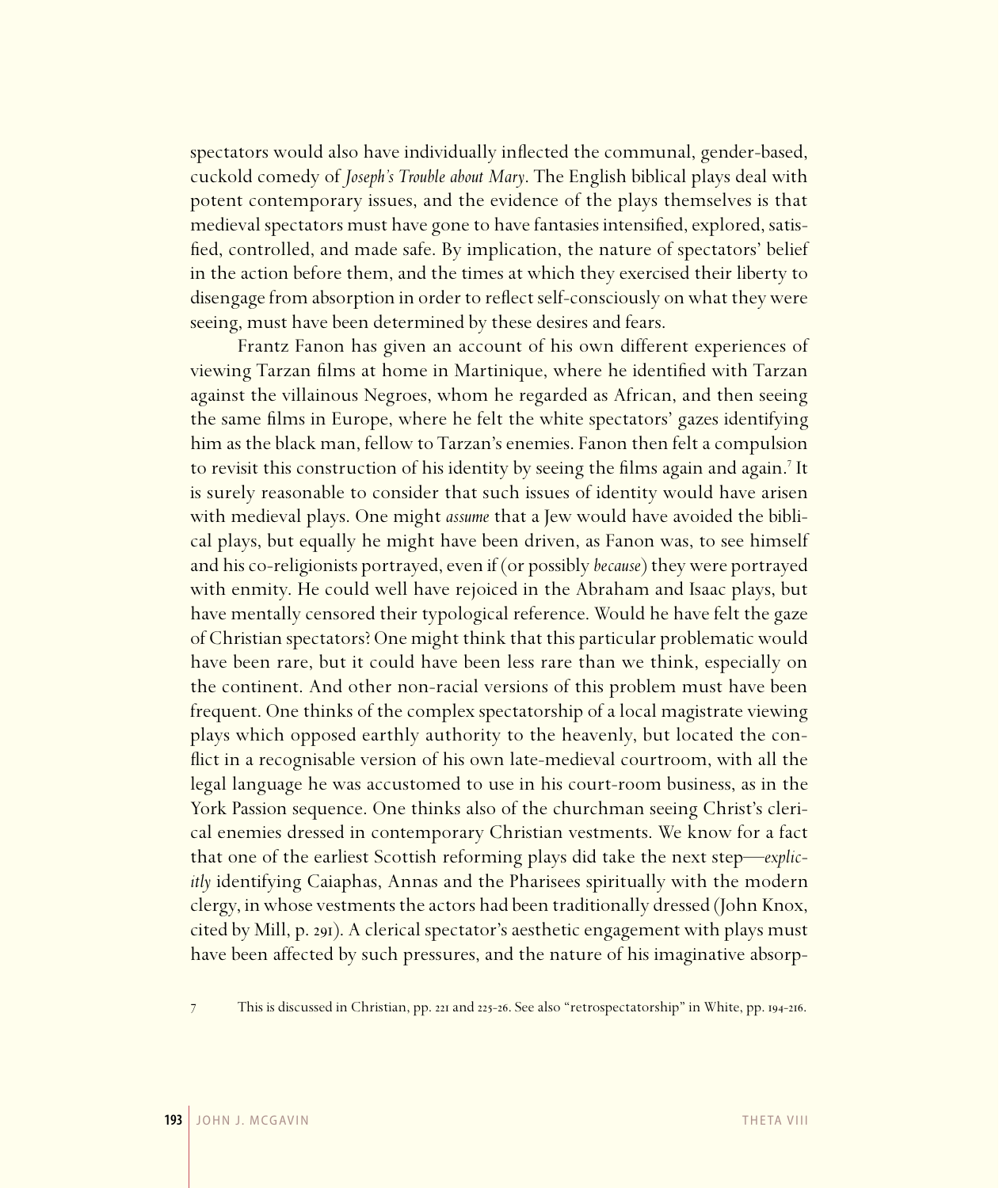spectators would also have individually inflected the communal, gender-based, cuckold comedy of *Joseph's Trouble about Mary*. The English biblical plays deal with potent contemporary issues, and the evidence of the plays themselves is that medieval spectators must have gone to have fantasies intensified, explored, satisfied, controlled, and made safe. By implication, the nature of spectators' belief in the action before them, and the times at which they exercised their liberty to disengage from absorption in order to reflect self-consciously on what they were seeing, must have been determined by these desires and fears.

Frantz Fanon has given an account of his own different experiences of viewing Tarzan films at home in Martinique, where he identified with Tarzan against the villainous Negroes, whom he regarded as African, and then seeing the same films in Europe, where he felt the white spectators' gazes identifying him as the black man, fellow to Tarzan's enemies. Fanon then felt a compulsion to revisit this construction of his identity by seeing the films again and again.[7] It is surely reasonable to consider that such issues of identity would have arisen with medieval plays. One might *assume* that a Jew would have avoided the biblical plays, but equally he might have been driven, as Fanon was, to see himself and his co-religionists portrayed, even if (or possibly *because*) they were portrayed with enmity. He could well have rejoiced in the Abraham and Isaac plays, but have mentally censored their typological reference. Would he have felt the gaze of Christian spectators? One might think that this particular problematic would have been rare, but it could have been less rare than we think, especially on the continent. And other non-racial versions of this problem must have been frequent. One thinks of the complex spectatorship of a local magistrate viewing plays which opposed earthly authority to the heavenly, but located the conflict in a recognisable version of his own late-medieval courtroom, with all the legal language he was accustomed to use in his court-room business, as in the York Passion sequence. One thinks also of the churchman seeing Christ's clerical enemies dressed in contemporary Christian vestments. We know for a fact that one of the earliest Scottish reforming plays did take the next step—*explicitly* identifying Caiaphas, Annas and the Pharisees spiritually with the modern clergy, in whose vestments the actors had been traditionally dressed (John Knox, cited by Mill, p. 291). A clerical spectator's aesthetic engagement with plays must have been affected by such pressures, and the nature of his imaginative absorp-

7 This is discussed in Christian, pp. 221 and 225-26. See also "retrospectatorship" in White, pp. 194-216.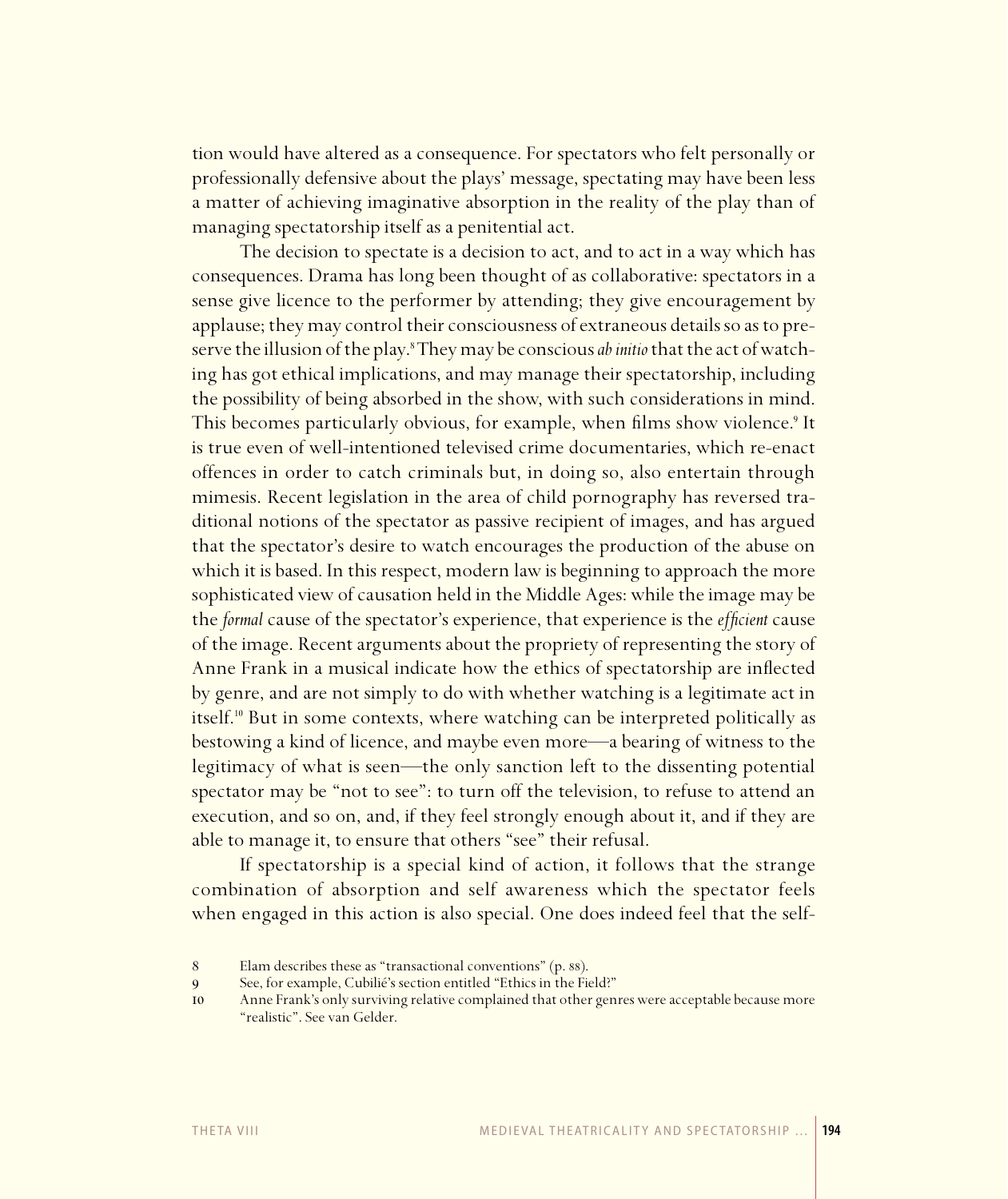tion would have altered as a consequence. For spectators who felt personally or professionally defensive about the plays' message, spectating may have been less a matter of achieving imaginative absorption in the reality of the play than of managing spectatorship itself as a penitential act.

The decision to spectate is a decision to act, and to act in a way which has consequences. Drama has long been thought of as collaborative: spectators in a sense give licence to the performer by attending; they give encouragement by applause; they may control their consciousness of extraneous details so as to preserve the illusion of the play.[8] They may be conscious *ab initio* that the act of watching has got ethical implications, and may manage their spectatorship, including the possibility of being absorbed in the show, with such considerations in mind. This becomes particularly obvious, for example, when films show violence.[9] It is true even of well-intentioned televised crime documentaries, which re-enact offences in order to catch criminals but, in doing so, also entertain through mimesis. Recent legislation in the area of child pornography has reversed traditional notions of the spectator as passive recipient of images, and has argued that the spectator's desire to watch encourages the production of the abuse on which it is based. In this respect, modern law is beginning to approach the more sophisticated view of causation held in the Middle Ages: while the image may be the *formal* cause of the spectator's experience, that experience is the *efficient* cause of the image. Recent arguments about the propriety of representing the story of Anne Frank in a musical indicate how the ethics of spectatorship are inflected by genre, and are not simply to do with whether watching is a legitimate act in itself.[10] But in some contexts, where watching can be interpreted politically as bestowing a kind of licence, and maybe even more—a bearing of witness to the legitimacy of what is seen—the only sanction left to the dissenting potential spectator may be "not to see": to turn off the television, to refuse to attend an execution, and so on, and, if they feel strongly enough about it, and if they are able to manage it, to ensure that others "see" their refusal.

If spectatorship is a special kind of action, it follows that the strange combination of absorption and self awareness which the spectator feels when engaged in this action is also special. One does indeed feel that the self-

8 Elam describes these as "transactional conventions" (p. 88).

9 See, for example, Cubilié's section entitled "Ethics in the Field?"

10 Anne Frank's only surviving relative complained that other genres were acceptable because more "realistic". See van Gelder.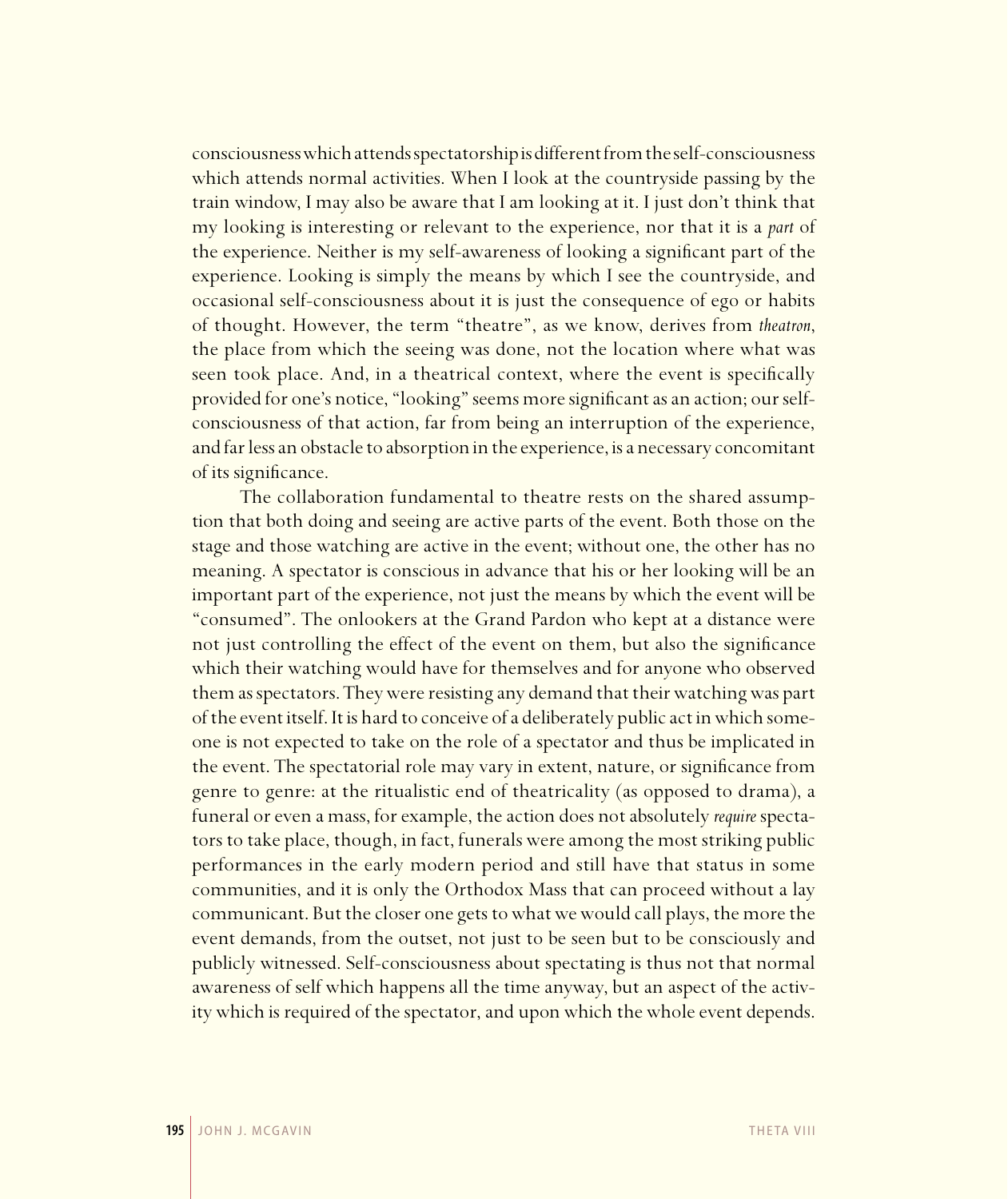consciousness which attends spectatorship is different from the self-consciousness which attends normal activities. When I look at the countryside passing by the train window, I may also be aware that I am looking at it. I just don't think that my looking is interesting or relevant to the experience, nor that it is a *part* of the experience. Neither is my self-awareness of looking a significant part of the experience. Looking is simply the means by which I see the countryside, and occasional self-consciousness about it is just the consequence of ego or habits of thought. However, the term "theatre", as we know, derives from *theatron*, the place from which the seeing was done, not the location where what was seen took place. And, in a theatrical context, where the event is specifically provided for one's notice, "looking" seems more significant as an action; our self-consciousness of that action, far from being an interruption of the experience, and far less an obstacle to absorption in the experience, is a necessary concomitant of its significance.

The collaboration fundamental to theatre rests on the shared assumption that both doing and seeing are active parts of the event. Both those on the stage and those watching are active in the event; without one, the other has no meaning. A spectator is conscious in advance that his or her looking will be an important part of the experience, not just the means by which the event will be "consumed". The onlookers at the Grand Pardon who kept at a distance were not just controlling the effect of the event on them, but also the significance which their watching would have for themselves and for anyone who observed them as spectators. They were resisting any demand that their watching was part of the event itself. It is hard to conceive of a deliberately public act in which someone is not expected to take on the role of a spectator and thus be implicated in the event. The spectatorial role may vary in extent, nature, or significance from genre to genre: at the ritualistic end of theatricality (as opposed to drama), a funeral or even a mass, for example, the action does not absolutely *require* spectators to take place, though, in fact, funerals were among the most striking public performances in the early modern period and still have that status in some communities, and it is only the Orthodox Mass that can proceed without a lay communicant. But the closer one gets to what we would call plays, the more the event demands, from the outset, not just to be seen but to be consciously and publicly witnessed. Self-consciousness about spectating is thus not that normal awareness of self which happens all the time anyway, but an aspect of the activity which is required of the spectator, and upon which the whole event depends.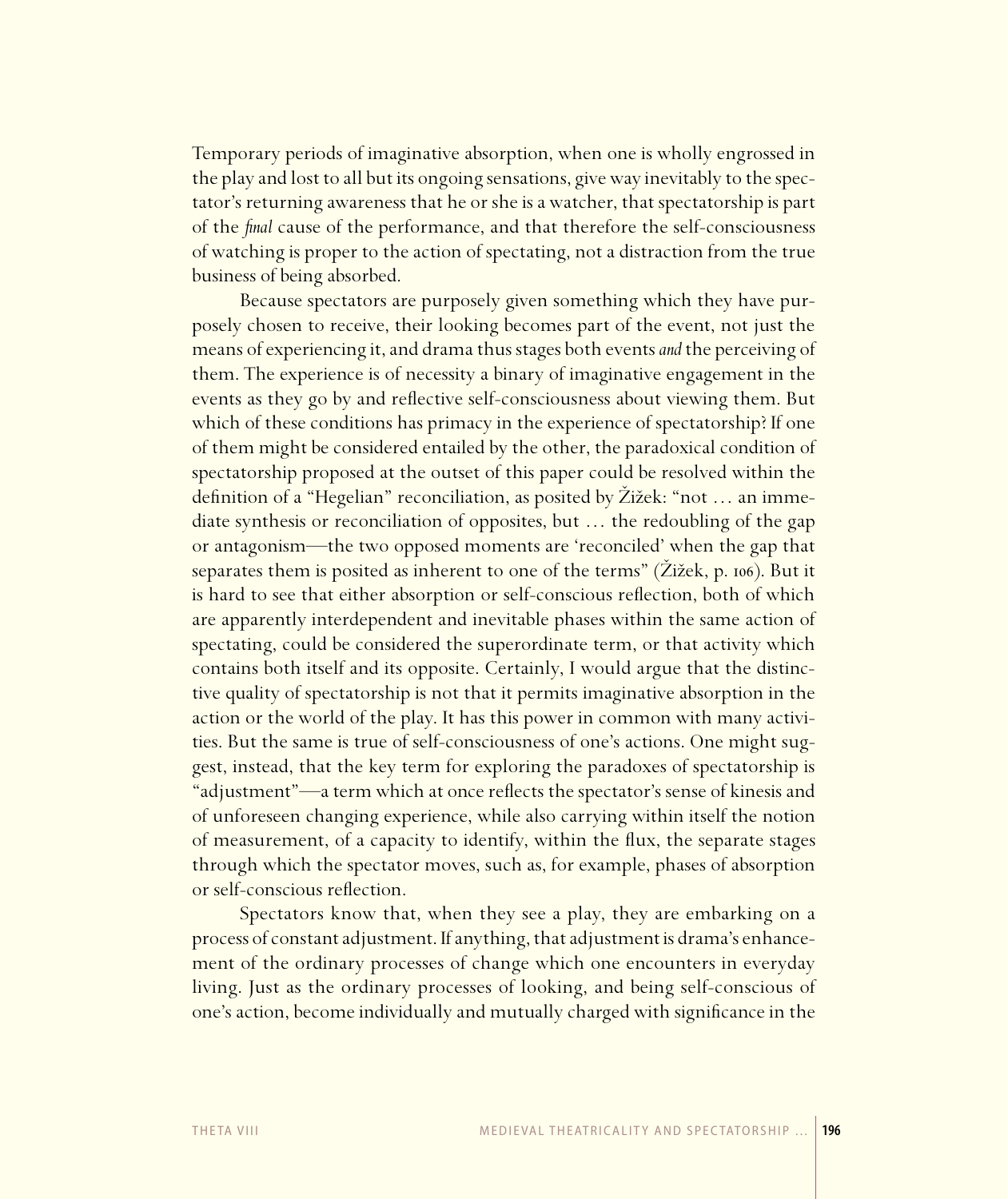Temporary periods of imaginative absorption, when one is wholly engrossed in the play and lost to all but its ongoing sensations, give way inevitably to the spectator's returning awareness that he or she is a watcher, that spectatorship is part of the *final* cause of the performance, and that therefore the self-consciousness of watching is proper to the action of spectating, not a distraction from the true business of being absorbed.

Because spectators are purposely given something which they have purposely chosen to receive, their looking becomes part of the event, not just the means of experiencing it, and drama thus stages both events *and* the perceiving of them. The experience is of necessity a binary of imaginative engagement in the events as they go by and reflective self-consciousness about viewing them. But which of these conditions has primacy in the experience of spectatorship? If one of them might be considered entailed by the other, the paradoxical condition of spectatorship proposed at the outset of this paper could be resolved within the definition of a "Hegelian" reconciliation, as posited by Žižek: "not … an immediate synthesis or reconciliation of opposites, but … the redoubling of the gap or antagonism—the two opposed moments are 'reconciled' when the gap that separates them is posited as inherent to one of the terms" (Žižek, p. 106). But it is hard to see that either absorption or self-conscious reflection, both of which are apparently interdependent and inevitable phases within the same action of spectating, could be considered the superordinate term, or that activity which contains both itself and its opposite. Certainly, I would argue that the distinctive quality of spectatorship is not that it permits imaginative absorption in the action or the world of the play. It has this power in common with many activities. But the same is true of self-consciousness of one's actions. One might suggest, instead, that the key term for exploring the paradoxes of spectatorship is "adjustment"—a term which at once reflects the spectator's sense of kinesis and of unforeseen changing experience, while also carrying within itself the notion of measurement, of a capacity to identify, within the flux, the separate stages through which the spectator moves, such as, for example, phases of absorption or self-conscious reflection.

Spectators know that, when they see a play, they are embarking on a process of constant adjustment. If anything, that adjustment is drama's enhancement of the ordinary processes of change which one encounters in everyday living. Just as the ordinary processes of looking, and being self-conscious of one's action, become individually and mutually charged with significance in the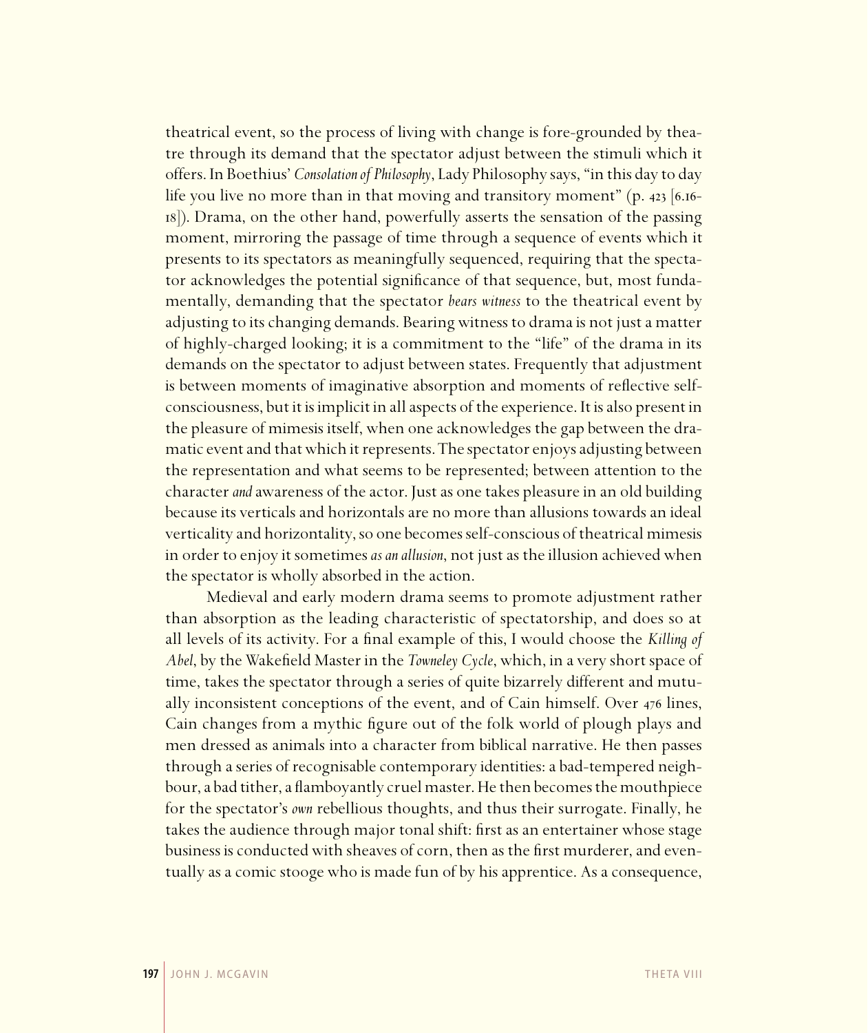theatrical event, so the process of living with change is fore-grounded by theatre through its demand that the spectator adjust between the stimuli which it offers. In Boethius' *Consolation of Philosophy*, Lady Philosophy says, "in this day to day life you live no more than in that moving and transitory moment" (p. 423 [6.16-18]). Drama, on the other hand, powerfully asserts the sensation of the passing moment, mirroring the passage of time through a sequence of events which it presents to its spectators as meaningfully sequenced, requiring that the spectator acknowledges the potential significance of that sequence, but, most fundamentally, demanding that the spectator *bears witness* to the theatrical event by adjusting to its changing demands. Bearing witness to drama is not just a matter of highly-charged looking; it is a commitment to the "life" of the drama in its demands on the spectator to adjust between states. Frequently that adjustment is between moments of imaginative absorption and moments of reflective self-consciousness, but it is implicit in all aspects of the experience. It is also present in the pleasure of mimesis itself, when one acknowledges the gap between the dramatic event and that which it represents. The spectator enjoys adjusting between the representation and what seems to be represented; between attention to the character *and* awareness of the actor. Just as one takes pleasure in an old building because its verticals and horizontals are no more than allusions towards an ideal verticality and horizontality, so one becomes self-conscious of theatrical mimesis in order to enjoy it sometimes *as an allusion*, not just as the illusion achieved when the spectator is wholly absorbed in the action.

Medieval and early modern drama seems to promote adjustment rather than absorption as the leading characteristic of spectatorship, and does so at all levels of its activity. For a final example of this, I would choose the *Killing of Abel*, by the Wakefield Master in the *Towneley Cycle*, which, in a very short space of time, takes the spectator through a series of quite bizarrely different and mutually inconsistent conceptions of the event, and of Cain himself. Over 476 lines, Cain changes from a mythic figure out of the folk world of plough plays and men dressed as animals into a character from biblical narrative. He then passes through a series of recognisable contemporary identities: a bad-tempered neighbour, a bad tither, a flamboyantly cruel master. He then becomes the mouthpiece for the spectator's *own* rebellious thoughts, and thus their surrogate. Finally, he takes the audience through major tonal shift: first as an entertainer whose stage business is conducted with sheaves of corn, then as the first murderer, and eventually as a comic stooge who is made fun of by his apprentice. As a consequence,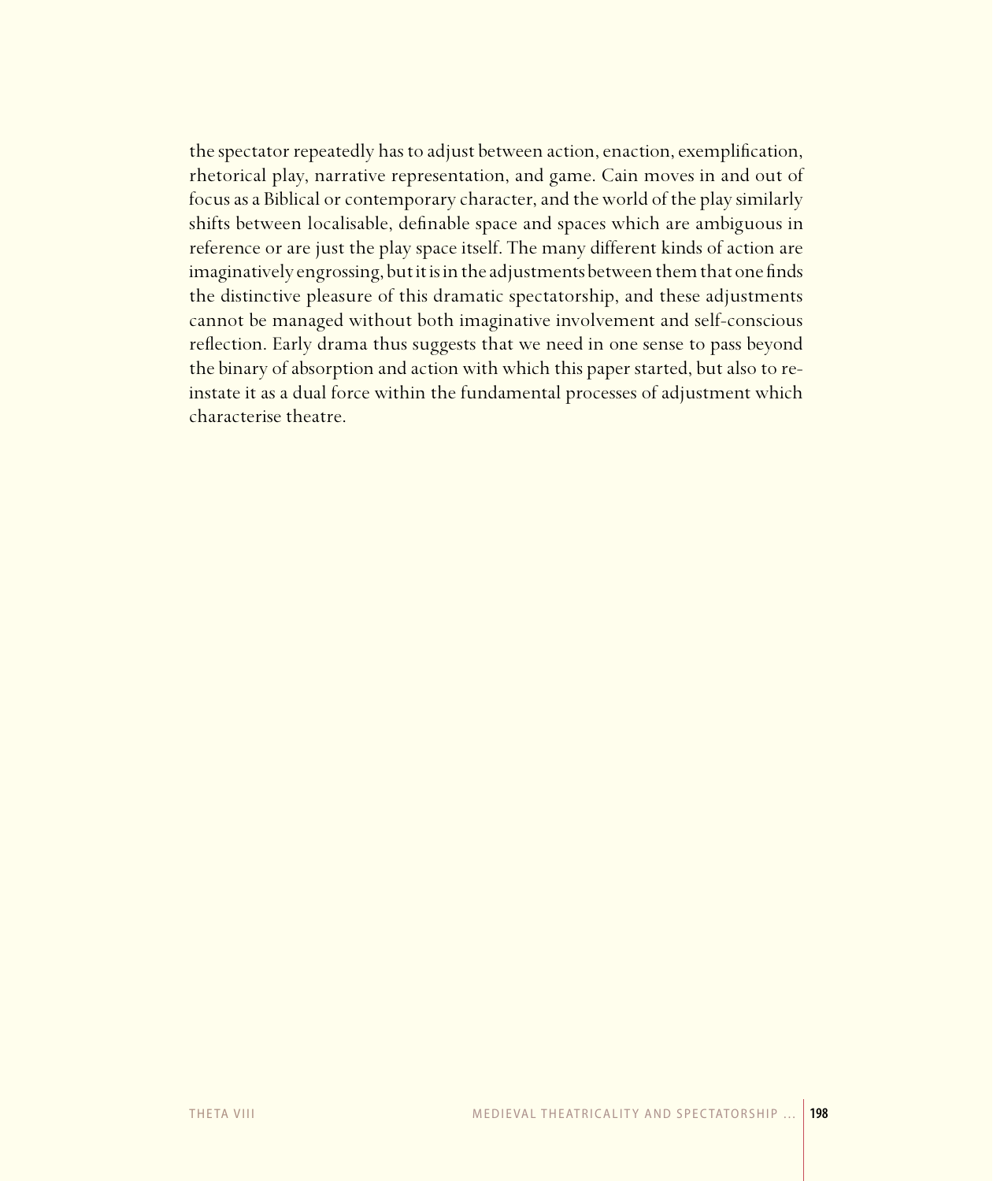the spectator repeatedly has to adjust between action, enaction, exemplification, rhetorical play, narrative representation, and game. Cain moves in and out of focus as a Biblical or contemporary character, and the world of the play similarly shifts between localisable, definable space and spaces which are ambiguous in reference or are just the play space itself. The many different kinds of action are imaginatively engrossing, but it is in the adjustments between them that one finds the distinctive pleasure of this dramatic spectatorship, and these adjustments cannot be managed without both imaginative involvement and self-conscious reflection. Early drama thus suggests that we need in one sense to pass beyond the binary of absorption and action with which this paper started, but also to re-instate it as a dual force within the fundamental processes of adjustment which characterise theatre.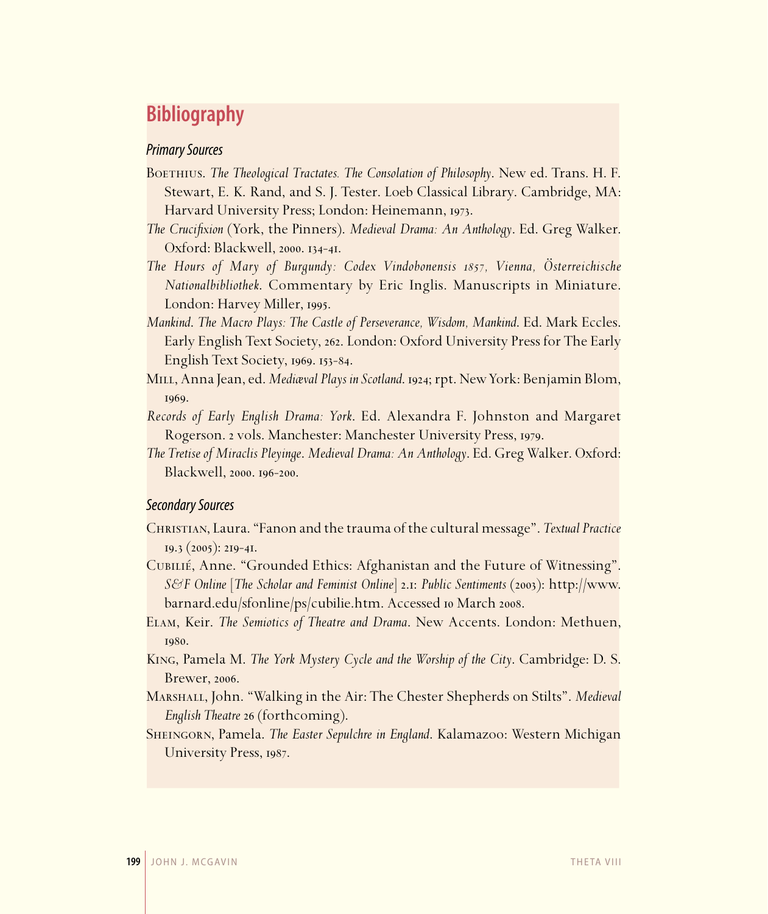# Bibliography

## *Primary Sources*

Boethius. *The Theological Tractates. The Consolation of Philosophy*. New ed. Trans. H. F. Stewart, E. K. Rand, and S. J. Tester. Loeb Classical Library. Cambridge, MA: Harvard University Press; London: Heinemann, 1973.

*The Crucifixion* (York, the Pinners). *Medieval Drama: An Anthology*. Ed. Greg Walker. Oxford: Blackwell, 2000. 134-41.

*The Hours of Mary of Burgundy: Codex Vindobonensis 1857, Vienna, Österreichische Nationalbibliothek*. Commentary by Eric Inglis. Manuscripts in Miniature. London: Harvey Miller, 1995.

*Mankind*. *The Macro Plays: The Castle of Perseverance, Wisdom, Mankind*. Ed. Mark Eccles. Early English Text Society, 262. London: Oxford University Press for The Early English Text Society, 1969. 153-84.

Mill, Anna Jean, ed. *Mediæval Plays in Scotland*. 1924; rpt. New York: Benjamin Blom, 1969.

*Records of Early English Drama: York*. Ed. Alexandra F. Johnston and Margaret Rogerson. 2 vols. Manchester: Manchester University Press, 1979.

*The Tretise of Miraclis Pleyinge*. *Medieval Drama: An Anthology*. Ed. Greg Walker. Oxford: Blackwell, 2000. 196-200.

## *Secondary Sources*

Christian, Laura. "Fanon and the trauma of the cultural message". *Textual Practice* 19.3 (2005): 219-41.

Cubilié, Anne. "Grounded Ethics: Afghanistan and the Future of Witnessing". *S&F Online* [*The Scholar and Feminist Online*] 2.1: *Public Sentiments* (2003): http://www.barnard.edu/sfonline/ps/cubilie.htm. Accessed 10 March 2008.

Elam, Keir. *The Semiotics of Theatre and Drama*. New Accents. London: Methuen, 1980.

King, Pamela M. *The York Mystery Cycle and the Worship of the City*. Cambridge: D. S. Brewer, 2006.

Marshall, John. "Walking in the Air: The Chester Shepherds on Stilts". *Medieval English Theatre* 26 (forthcoming).

Sheingorn, Pamela. *The Easter Sepulchre in England*. Kalamazoo: Western Michigan University Press, 1987.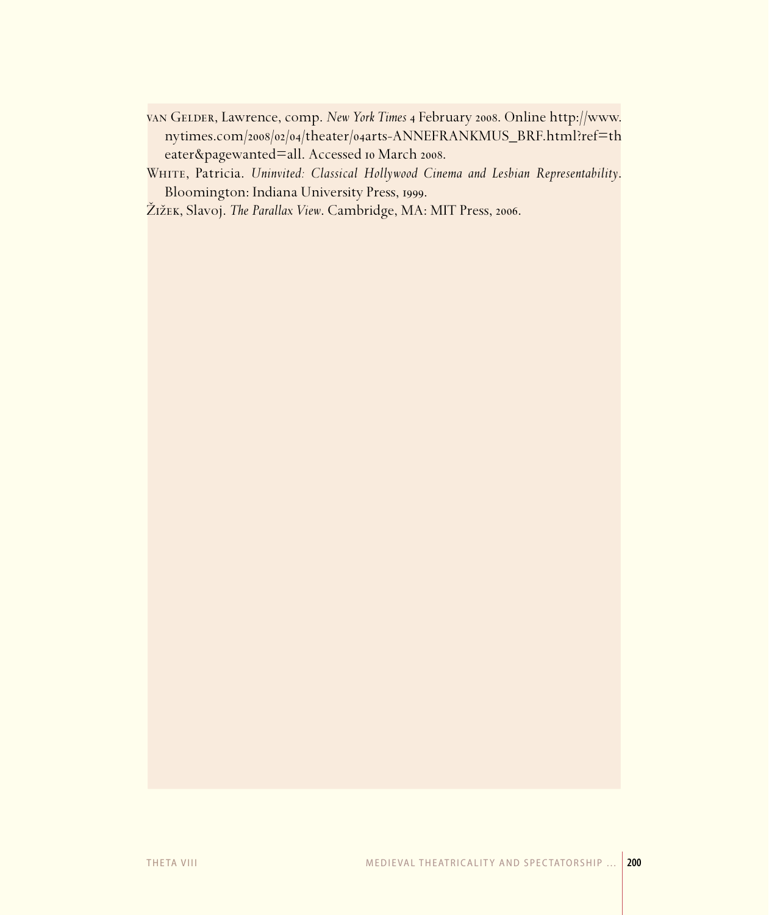van Gelder, Lawrence, comp. *New York Times* 4 February 2008. Online http://www.nytimes.com/2008/02/04/theater/04arts-ANNEFRANKMUS_BRF.html?ref=theater&pagewanted=all. Accessed 10 March 2008.

White, Patricia. *Uninvited: Classical Hollywood Cinema and Lesbian Representability*. Bloomington: Indiana University Press, 1999.

Žižek, Slavoj. *The Parallax View*. Cambridge, MA: MIT Press, 2006.